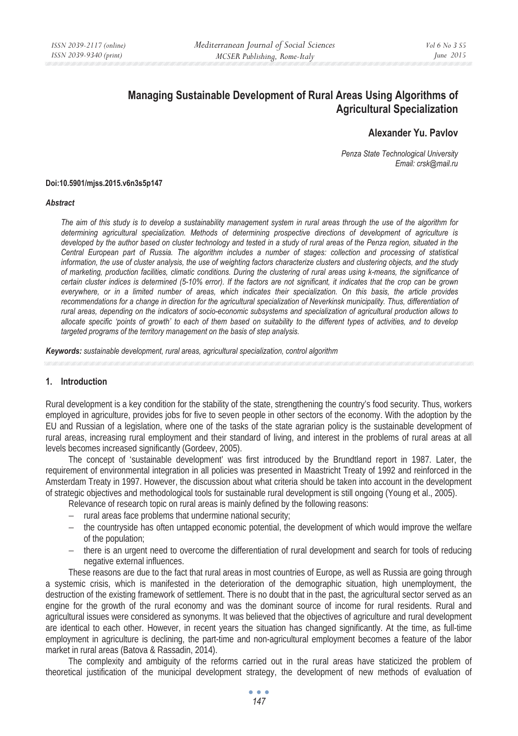# Managing Sustainable Development of Rural Areas Using Algorithms of Agricultural Specialization

**Alexander Yu. Pavlov**

*Penza State Technological University*
*Email: crsk@mail.ru*

**Doi:10.5901/mjss.2015.v6n3s5p147**

***Abstract***

*The aim of this study is to develop a sustainability management system in rural areas through the use of the algorithm for determining agricultural specialization. Methods of determining prospective directions of development of agriculture is developed by the author based on cluster technology and tested in a study of rural areas of the Penza region, situated in the Central European part of Russia. The algorithm includes a number of stages: collection and processing of statistical information, the use of cluster analysis, the use of weighting factors characterize clusters and clustering objects, and the study of marketing, production facilities, climatic conditions. During the clustering of rural areas using k-means, the significance of certain cluster indices is determined (5-10% error). If the factors are not significant, it indicates that the crop can be grown everywhere, or in a limited number of areas, which indicates their specialization. On this basis, the article provides recommendations for a change in direction for the agricultural specialization of Neverkinsk municipality. Thus, differentiation of rural areas, depending on the indicators of socio-economic subsystems and specialization of agricultural production allows to allocate specific 'points of growth' to each of them based on suitability to the different types of activities, and to develop targeted programs of the territory management on the basis of step analysis.*

***Keywords:*** *sustainable development, rural areas, agricultural specialization, control algorithm*

## 1. Introduction

Rural development is a key condition for the stability of the state, strengthening the country's food security. Thus, workers employed in agriculture, provides jobs for five to seven people in other sectors of the economy. With the adoption by the EU and Russian of a legislation, where one of the tasks of the state agrarian policy is the sustainable development of rural areas, increasing rural employment and their standard of living, and interest in the problems of rural areas at all levels becomes increased significantly (Gordeev, 2005).

The concept of 'sustainable development' was first introduced by the Brundtland report in 1987. Later, the requirement of environmental integration in all policies was presented in Maastricht Treaty of 1992 and reinforced in the Amsterdam Treaty in 1997. However, the discussion about what criteria should be taken into account in the development of strategic objectives and methodological tools for sustainable rural development is still ongoing (Young et al., 2005).

Relevance of research topic on rural areas is mainly defined by the following reasons:

- rural areas face problems that undermine national security;
- the countryside has often untapped economic potential, the development of which would improve the welfare of the population;
- there is an urgent need to overcome the differentiation of rural development and search for tools of reducing negative external influences.

These reasons are due to the fact that rural areas in most countries of Europe, as well as Russia are going through a systemic crisis, which is manifested in the deterioration of the demographic situation, high unemployment, the destruction of the existing framework of settlement. There is no doubt that in the past, the agricultural sector served as an engine for the growth of the rural economy and was the dominant source of income for rural residents. Rural and agricultural issues were considered as synonyms. It was believed that the objectives of agriculture and rural development are identical to each other. However, in recent years the situation has changed significantly. At the time, as full-time employment in agriculture is declining, the part-time and non-agricultural employment becomes a feature of the labor market in rural areas (Batova & Rassadin, 2014).

The complexity and ambiguity of the reforms carried out in the rural areas have staticized the problem of theoretical justification of the municipal development strategy, the development of new methods of evaluation of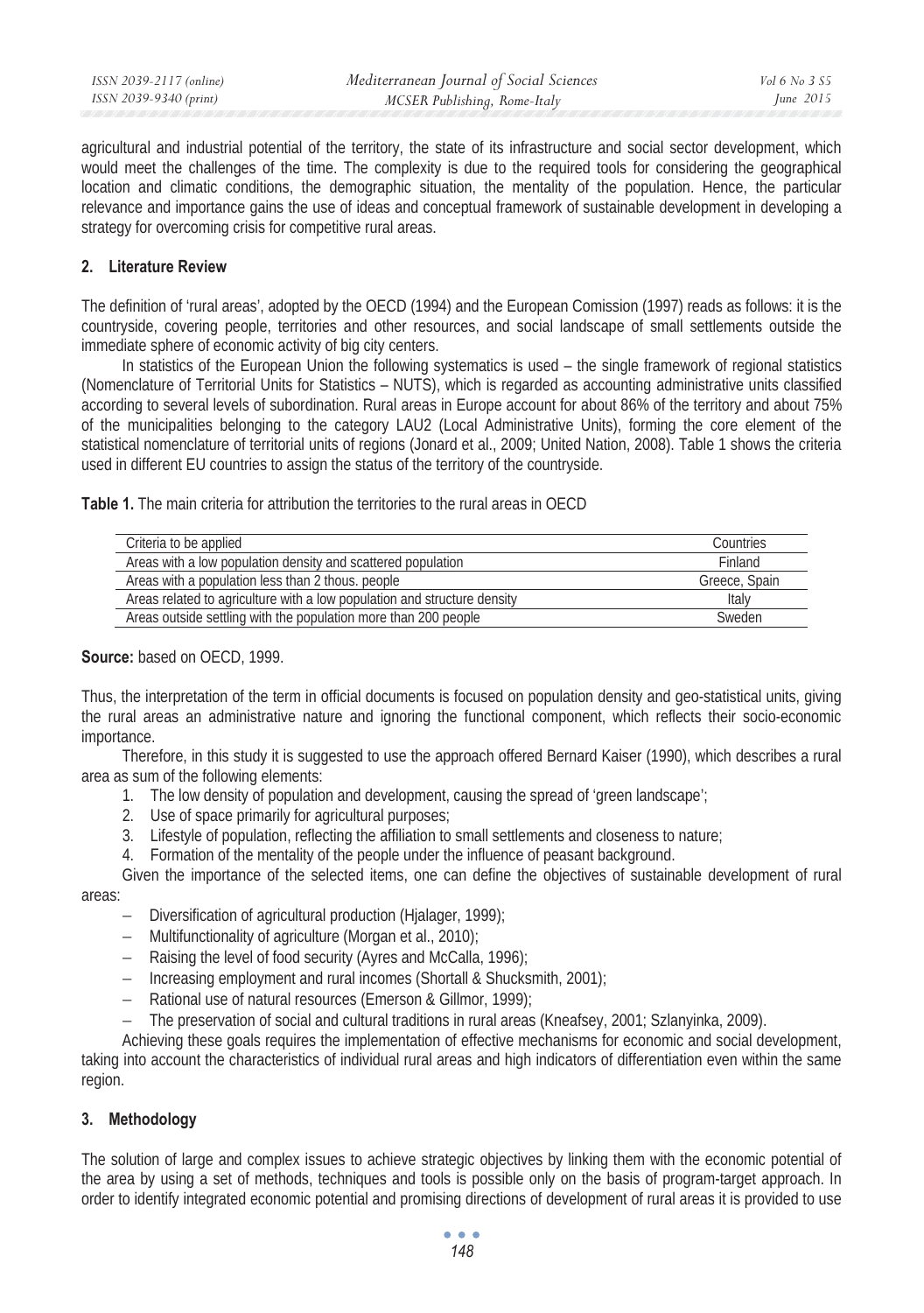agricultural and industrial potential of the territory, the state of its infrastructure and social sector development, which would meet the challenges of the time. The complexity is due to the required tools for considering the geographical location and climatic conditions, the demographic situation, the mentality of the population. Hence, the particular relevance and importance gains the use of ideas and conceptual framework of sustainable development in developing a strategy for overcoming crisis for competitive rural areas.

## 2. Literature Review

The definition of 'rural areas', adopted by the OECD (1994) and the European Comission (1997) reads as follows: it is the countryside, covering people, territories and other resources, and social landscape of small settlements outside the immediate sphere of economic activity of big city centers.

In statistics of the European Union the following systematics is used – the single framework of regional statistics (Nomenclature of Territorial Units for Statistics – NUTS), which is regarded as accounting administrative units classified according to several levels of subordination. Rural areas in Europe account for about 86% of the territory and about 75% of the municipalities belonging to the category LAU2 (Local Administrative Units), forming the core element of the statistical nomenclature of territorial units of regions (Jonard et al., 2009; United Nation, 2008). Table 1 shows the criteria used in different EU countries to assign the status of the territory of the countryside.

**Table 1.** The main criteria for attribution the territories to the rural areas in OECD

| Criteria to be applied | Countries |
|---|---|
| Areas with a low population density and scattered population | Finland |
| Areas with a population less than 2 thous. people | Greece, Spain |
| Areas related to agriculture with a low population and structure density | Italy |
| Areas outside settling with the population more than 200 people | Sweden |

**Source:** based on OECD, 1999.

Thus, the interpretation of the term in official documents is focused on population density and geo-statistical units, giving the rural areas an administrative nature and ignoring the functional component, which reflects their socio-economic importance.

Therefore, in this study it is suggested to use the approach offered Bernard Kaiser (1990), which describes a rural area as sum of the following elements:

1. The low density of population and development, causing the spread of 'green landscape';
2. Use of space primarily for agricultural purposes;
3. Lifestyle of population, reflecting the affiliation to small settlements and closeness to nature;
4. Formation of the mentality of the people under the influence of peasant background.

Given the importance of the selected items, one can define the objectives of sustainable development of rural areas:

- Diversification of agricultural production (Hjalager, 1999);
- Multifunctionality of agriculture (Morgan et al., 2010);
- Raising the level of food security (Ayres and McCalla, 1996);
- Increasing employment and rural incomes (Shortall & Shucksmith, 2001);
- Rational use of natural resources (Emerson & Gillmor, 1999);
- The preservation of social and cultural traditions in rural areas (Kneafsey, 2001; Szlanyinka, 2009).

Achieving these goals requires the implementation of effective mechanisms for economic and social development, taking into account the characteristics of individual rural areas and high indicators of differentiation even within the same region.

## 3. Methodology

The solution of large and complex issues to achieve strategic objectives by linking them with the economic potential of the area by using a set of methods, techniques and tools is possible only on the basis of program-target approach. In order to identify integrated economic potential and promising directions of development of rural areas it is provided to use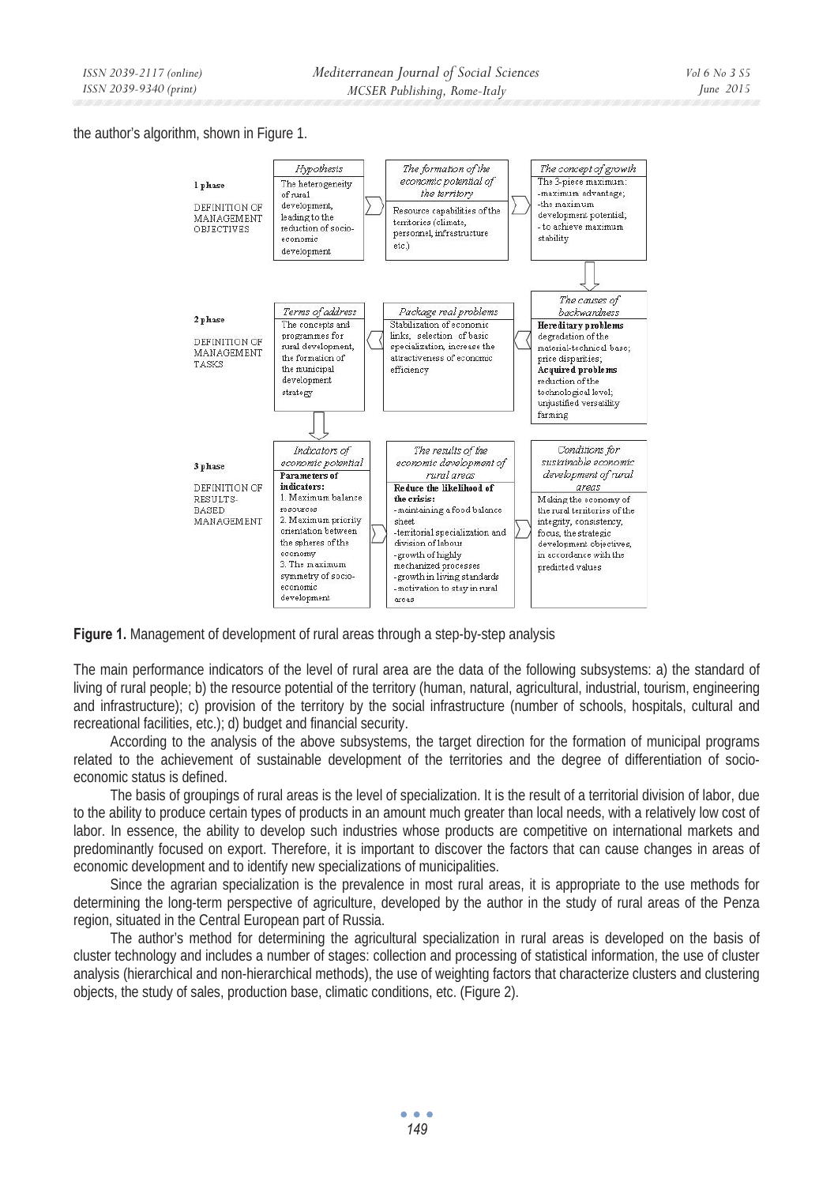the author's algorithm, shown in Figure 1.

**1 phase**

DEFINITION OF MANAGEMENT OBJECTIVES

| *Hypothesis* | *The formation of the economic potential of the territory* | *The concept of growth* |
|---|---|---|
| The heterogeneity of rural development, leading to the reduction of socio-economic development | Resource capabilities of the territories (climate, personnel, infrastructure etc.) | The 3-piece maximum: -maximum advantage; -the maximum development potential; - to achieve maximum stability |

**2 phase**

DEFINITION OF MANAGEMENT TASKS

| *Terms of address* | *Package real problems* | *The causes of backwardness* |
|---|---|---|
| The concepts and programmes for rural development, the formation of the municipal development strategy | Stabilization of economic links, selection of basic specialization, increase the attractiveness of economic efficiency | **Hereditary problems** degradation of the material-technical base; price disparities; **Acquired problems** reduction of the technological level; unjustified versatility farming |

**3 phase**

DEFINITION OF RESULTS-BASED MANAGEMENT

| *Indicators of economic potential* | *The results of the economic development of rural areas* | *Conditions for sustainable economic development of rural areas* |
|---|---|---|
| **Parameters of indicators:** 1. Maximum balance resources 2. Maximum priority orientation between the spheres of the economy 3. The maximum symmetry of socio-economic development | **Reduce the likelihood of the crisis:** -maintaining a food balance sheet -territorial specialization and division of labour -growth of highly mechanized processes -growth in living standards -motivation to stay in rural areas | Making the economy of the rural territories of the integrity, consistency, focus, the strategic development objectives, in accordance with the predicted values |

**Figure 1.** Management of development of rural areas through a step-by-step analysis

The main performance indicators of the level of rural area are the data of the following subsystems: a) the standard of living of rural people; b) the resource potential of the territory (human, natural, agricultural, industrial, tourism, engineering and infrastructure); c) provision of the territory by the social infrastructure (number of schools, hospitals, cultural and recreational facilities, etc.); d) budget and financial security.

According to the analysis of the above subsystems, the target direction for the formation of municipal programs related to the achievement of sustainable development of the territories and the degree of differentiation of socio-economic status is defined.

The basis of groupings of rural areas is the level of specialization. It is the result of a territorial division of labor, due to the ability to produce certain types of products in an amount much greater than local needs, with a relatively low cost of labor. In essence, the ability to develop such industries whose products are competitive on international markets and predominantly focused on export. Therefore, it is important to discover the factors that can cause changes in areas of economic development and to identify new specializations of municipalities.

Since the agrarian specialization is the prevalence in most rural areas, it is appropriate to the use methods for determining the long-term perspective of agriculture, developed by the author in the study of rural areas of the Penza region, situated in the Central European part of Russia.

The author's method for determining the agricultural specialization in rural areas is developed on the basis of cluster technology and includes a number of stages: collection and processing of statistical information, the use of cluster analysis (hierarchical and non-hierarchical methods), the use of weighting factors that characterize clusters and clustering objects, the study of sales, production base, climatic conditions, etc. (Figure 2).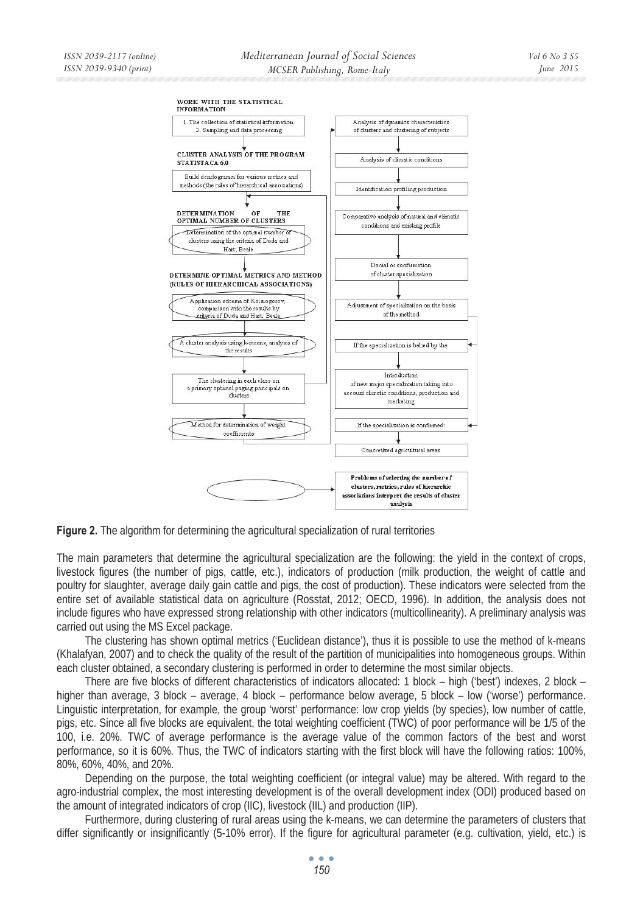**WORK WITH THE STATISTICAL INFORMATION**

1. The collection of statistical information
2. Sampling and data processing

**CLUSTER ANALYSIS OF THE PROGRAM STATISTACA 6.0**

Build dendogramm for various metrics and methods (the rules of hierarchical associations)

**DETERMINATION OF THE OPTIMAL NUMBER OF CLUSTERS**

Determination of the optimal number of clusters using the criteria of Duda and Hart; Beale

**DETERMINE OPTIMAL METRICS AND METHOD (RULES OF HIERARCHICAL ASSOCIATIONS)**

Application scheme of Kolmogorov, comparison with the results by criteria of Duda and Hart, Beale

A cluster analysis using k-means, analysis of the results

The clustering in each class on a primary optimal paging principals on clusters

Method for determination of weight coefficients

Analysis of dynamics characteristics of clusters and clustering of subjects

Analysis of climatic conditions

Identification profiling production

Comparative analysis of natural and climatic conditions and existing profile

Denial or confirmation of cluster specialization

Adjustment of specialization on the basis of the method

If the specialization is belied by the:

Introduction of new major specialization taking into account climatic conditions, production and marketing

If the specialization is confirmed:

Concretized agricultural areas

**Problems of selecting the number of clusters, metrics, rules of hierarchic associations interpret the results of cluster analysis**

**Figure 2.** The algorithm for determining the agricultural specialization of rural territories

The main parameters that determine the agricultural specialization are the following: the yield in the context of crops, livestock figures (the number of pigs, cattle, etc.), indicators of production (milk production, the weight of cattle and poultry for slaughter, average daily gain cattle and pigs, the cost of production). These indicators were selected from the entire set of available statistical data on agriculture (Rosstat, 2012; OECD, 1996). In addition, the analysis does not include figures who have expressed strong relationship with other indicators (multicollinearity). A preliminary analysis was carried out using the MS Excel package.

The clustering has shown optimal metrics ('Euclidean distance'), thus it is possible to use the method of k-means (Khalafyan, 2007) and to check the quality of the result of the partition of municipalities into homogeneous groups. Within each cluster obtained, a secondary clustering is performed in order to determine the most similar objects.

There are five blocks of different characteristics of indicators allocated: 1 block – high ('best') indexes, 2 block – higher than average, 3 block – average, 4 block – performance below average, 5 block – low ('worse') performance. Linguistic interpretation, for example, the group 'worst' performance: low crop yields (by species), low number of cattle, pigs, etc. Since all five blocks are equivalent, the total weighting coefficient (TWC) of poor performance will be 1/5 of the 100, i.e. 20%. TWC of average performance is the average value of the common factors of the best and worst performance, so it is 60%. Thus, the TWC of indicators starting with the first block will have the following ratios: 100%, 80%, 60%, 40%, and 20%.

Depending on the purpose, the total weighting coefficient (or integral value) may be altered. With regard to the agro-industrial complex, the most interesting development is of the overall development index (ODI) produced based on the amount of integrated indicators of crop (IIC), livestock (IIL) and production (IIP).

Furthermore, during clustering of rural areas using the k-means, we can determine the parameters of clusters that differ significantly or insignificantly (5-10% error). If the figure for agricultural parameter (e.g. cultivation, yield, etc.) is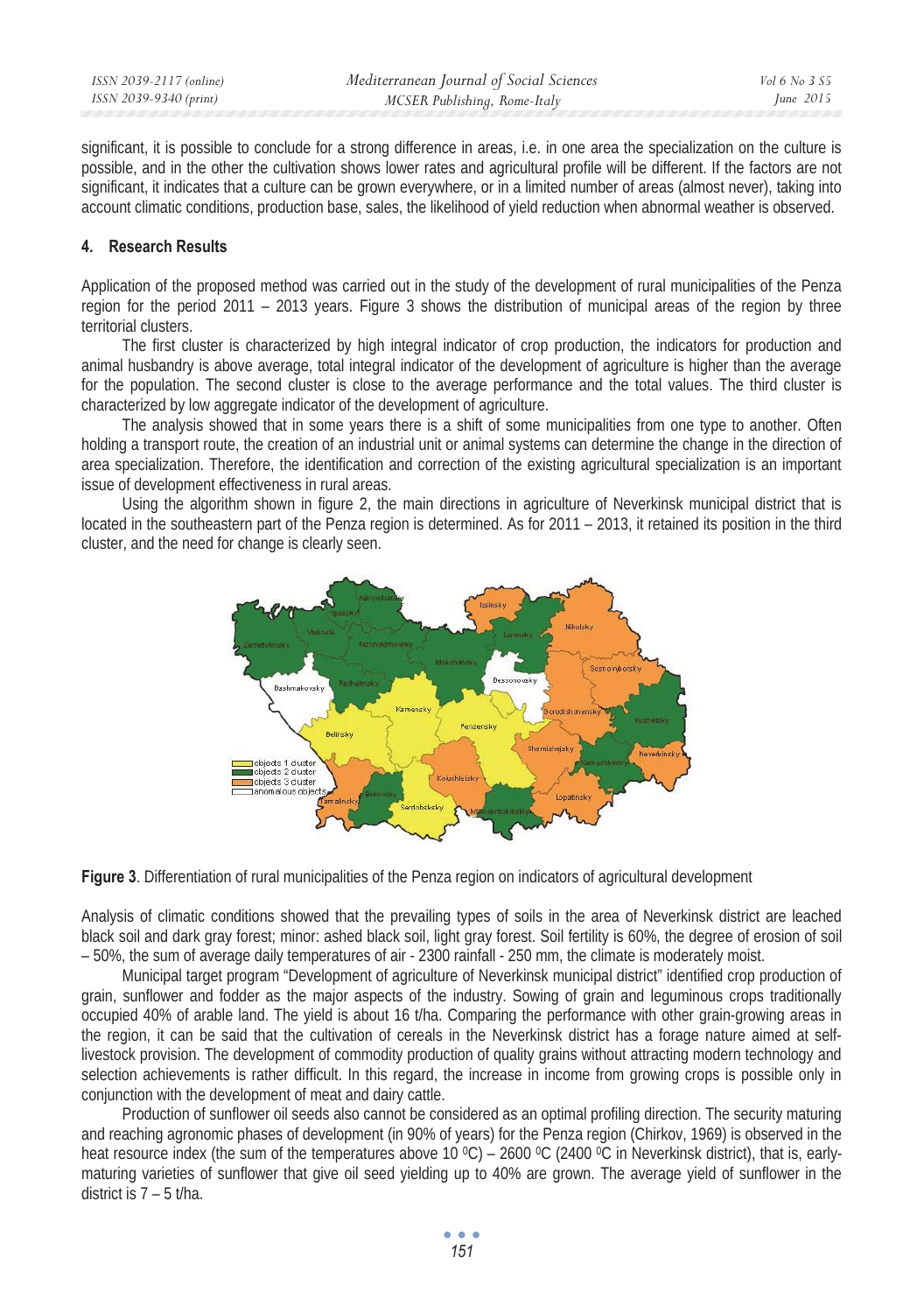significant, it is possible to conclude for a strong difference in areas, i.e. in one area the specialization on the culture is possible, and in the other the cultivation shows lower rates and agricultural profile will be different. If the factors are not significant, it indicates that a culture can be grown everywhere, or in a limited number of areas (almost never), taking into account climatic conditions, production base, sales, the likelihood of yield reduction when abnormal weather is observed.

## 4. Research Results

Application of the proposed method was carried out in the study of the development of rural municipalities of the Penza region for the period 2011 – 2013 years. Figure 3 shows the distribution of municipal areas of the region by three territorial clusters.

The first cluster is characterized by high integral indicator of crop production, the indicators for production and animal husbandry is above average, total integral indicator of the development of agriculture is higher than the average for the population. The second cluster is close to the average performance and the total values. The third cluster is characterized by low aggregate indicator of the development of agriculture.

The analysis showed that in some years there is a shift of some municipalities from one type to another. Often holding a transport route, the creation of an industrial unit or animal systems can determine the change in the direction of area specialization. Therefore, the identification and correction of the existing agricultural specialization is an important issue of development effectiveness in rural areas.

Using the algorithm shown in figure 2, the main directions in agriculture of Neverkinsk municipal district that is located in the southeastern part of the Penza region is determined. As for 2011 – 2013, it retained its position in the third cluster, and the need for change is clearly seen.

**Figure 3**. Differentiation of rural municipalities of the Penza region on indicators of agricultural development

Analysis of climatic conditions showed that the prevailing types of soils in the area of Neverkinsk district are leached black soil and dark gray forest; minor: ashed black soil, light gray forest. Soil fertility is 60%, the degree of erosion of soil – 50%, the sum of average daily temperatures of air - 2300 rainfall - 250 mm, the climate is moderately moist.

Municipal target program "Development of agriculture of Neverkinsk municipal district" identified crop production of grain, sunflower and fodder as the major aspects of the industry. Sowing of grain and leguminous crops traditionally occupied 40% of arable land. The yield is about 16 t/ha. Comparing the performance with other grain-growing areas in the region, it can be said that the cultivation of cereals in the Neverkinsk district has a forage nature aimed at self-livestock provision. The development of commodity production of quality grains without attracting modern technology and selection achievements is rather difficult. In this regard, the increase in income from growing crops is possible only in conjunction with the development of meat and dairy cattle.

Production of sunflower oil seeds also cannot be considered as an optimal profiling direction. The security maturing and reaching agronomic phases of development (in 90% of years) for the Penza region (Chirkov, 1969) is observed in the heat resource index (the sum of the temperatures above 10 $^{0}$C) – 2600 $^{0}$C (2400 $^{0}$C in Neverkinsk district), that is, early-maturing varieties of sunflower that give oil seed yielding up to 40% are grown. The average yield of sunflower in the district is 7 – 5 t/ha.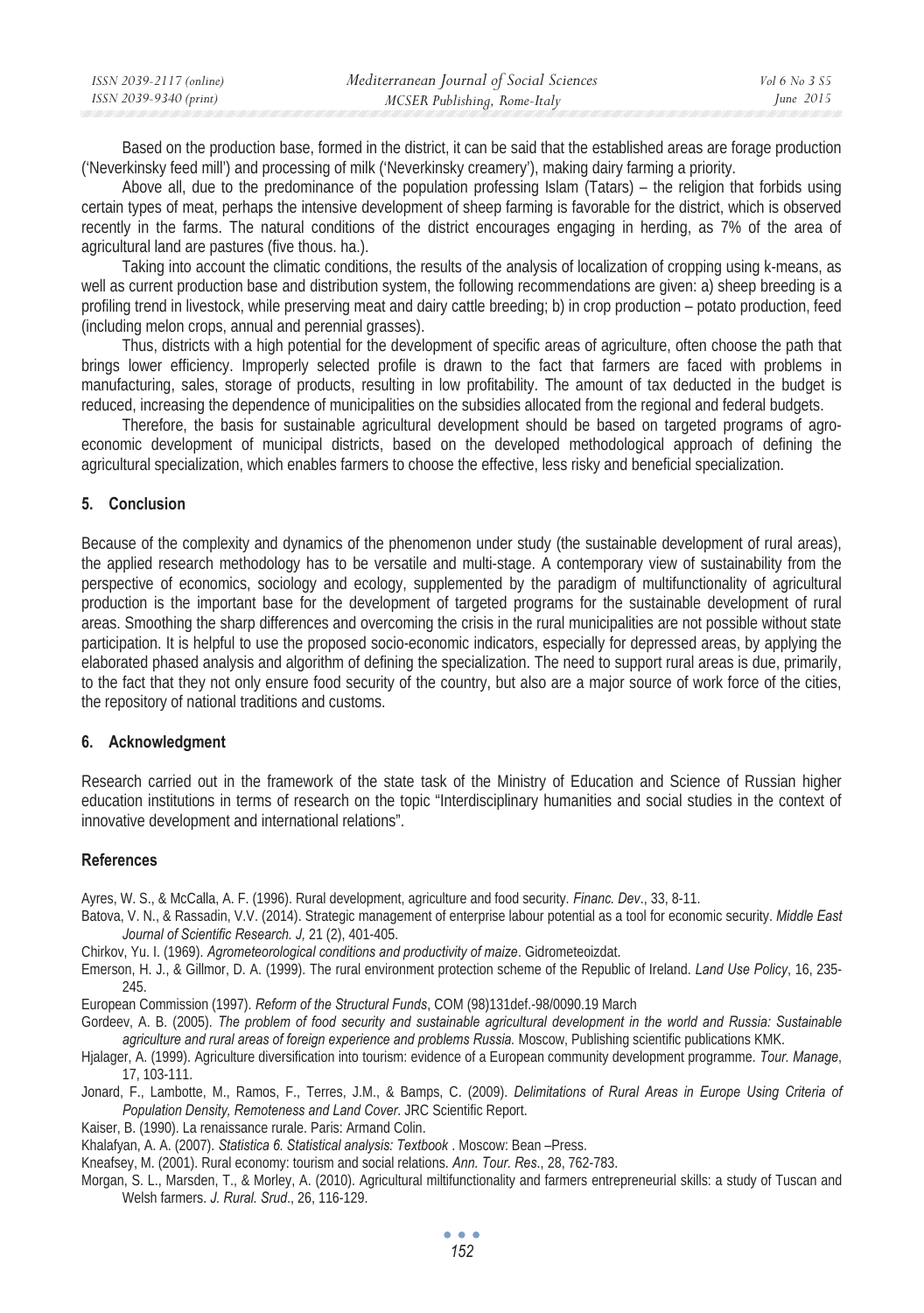Based on the production base, formed in the district, it can be said that the established areas are forage production ('Neverkinsky feed mill') and processing of milk ('Neverkinsky creamery'), making dairy farming a priority.

Above all, due to the predominance of the population professing Islam (Tatars) – the religion that forbids using certain types of meat, perhaps the intensive development of sheep farming is favorable for the district, which is observed recently in the farms. The natural conditions of the district encourages engaging in herding, as 7% of the area of agricultural land are pastures (five thous. ha.).

Taking into account the climatic conditions, the results of the analysis of localization of cropping using k-means, as well as current production base and distribution system, the following recommendations are given: a) sheep breeding is a profiling trend in livestock, while preserving meat and dairy cattle breeding; b) in crop production – potato production, feed (including melon crops, annual and perennial grasses).

Thus, districts with a high potential for the development of specific areas of agriculture, often choose the path that brings lower efficiency. Improperly selected profile is drawn to the fact that farmers are faced with problems in manufacturing, sales, storage of products, resulting in low profitability. The amount of tax deducted in the budget is reduced, increasing the dependence of municipalities on the subsidies allocated from the regional and federal budgets.

Therefore, the basis for sustainable agricultural development should be based on targeted programs of agro-economic development of municipal districts, based on the developed methodological approach of defining the agricultural specialization, which enables farmers to choose the effective, less risky and beneficial specialization.

## 5. Conclusion

Because of the complexity and dynamics of the phenomenon under study (the sustainable development of rural areas), the applied research methodology has to be versatile and multi-stage. A contemporary view of sustainability from the perspective of economics, sociology and ecology, supplemented by the paradigm of multifunctionality of agricultural production is the important base for the development of targeted programs for the sustainable development of rural areas. Smoothing the sharp differences and overcoming the crisis in the rural municipalities are not possible without state participation. It is helpful to use the proposed socio-economic indicators, especially for depressed areas, by applying the elaborated phased analysis and algorithm of defining the specialization. The need to support rural areas is due, primarily, to the fact that they not only ensure food security of the country, but also are a major source of work force of the cities, the repository of national traditions and customs.

## 6. Acknowledgment

Research carried out in the framework of the state task of the Ministry of Education and Science of Russian higher education institutions in terms of research on the topic "Interdisciplinary humanities and social studies in the context of innovative development and international relations".

## References

Ayres, W. S., & McCalla, A. F. (1996). Rural development, agriculture and food security. *Financ. Dev*., 33, 8-11.

Batova, V. N., & Rassadin, V.V. (2014). Strategic management of enterprise labour potential as a tool for economic security. *Middle East Journal of Scientific Research. J,* 21 (2), 401-405.

Chirkov, Yu. I. (1969). *Agrometeorological conditions and productivity of maize*. Gidrometeoizdat.

Emerson, H. J., & Gillmor, D. A. (1999). The rural environment protection scheme of the Republic of Ireland. *Land Use Policy*, 16, 235-245.

European Commission (1997). *Reform of the Structural Funds*, COM (98)131def.-98/0090.19 March

Gordeev, A. B. (2005). *The problem of food security and sustainable agricultural development in the world and Russia: Sustainable agriculture and rural areas of foreign experience and problems Russia.* Moscow, Publishing scientific publications KMK.

Hjalager, A. (1999). Agriculture diversification into tourism: evidence of a European community development programme. *Tour. Manage*, 17, 103-111.

Jonard, F., Lambotte, M., Ramos, F., Terres, J.M., & Bamps, C. (2009). *Delimitations of Rural Areas in Europe Using Criteria of Population Density, Remoteness and Land Cover*. JRC Scientific Report.

Kaiser, B. (1990). La renaissance rurale. Paris: Armand Colin.

Khalafyan, A. A. (2007). *Statistica 6. Statistical analysis: Textbook* . Moscow: Bean –Press.

Kneafsey, M. (2001). Rural economy: tourism and social relations. *Ann. Tour. Res*., 28, 762-783.

Morgan, S. L., Marsden, T., & Morley, A. (2010). Agricultural miltifunctionality and farmers entrepreneurial skills: a study of Tuscan and Welsh farmers. *J. Rural. Srud*., 26, 116-129.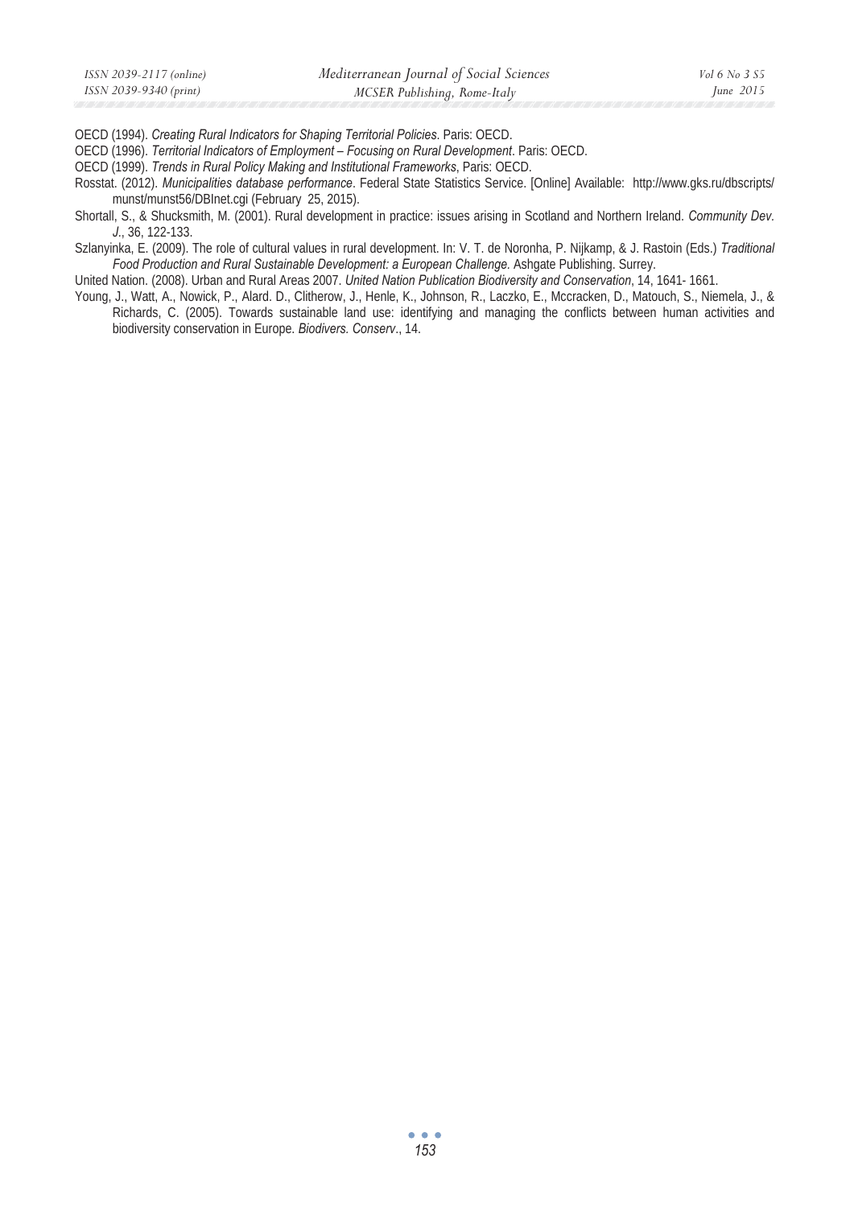OECD (1994). *Creating Rural Indicators for Shaping Territorial Policies*. Paris: OECD.

OECD (1996). *Territorial Indicators of Employment – Focusing on Rural Development*. Paris: OECD.

OECD (1999). *Trends in Rural Policy Making and Institutional Frameworks*, Paris: OECD.

Rosstat. (2012). *Municipalities database performance*. Federal State Statistics Service. [Online] Available: http://www.gks.ru/dbscripts/munst/munst56/DBInet.cgi (February 25, 2015).

Shortall, S., & Shucksmith, M. (2001). Rural development in practice: issues arising in Scotland and Northern Ireland. *Community Dev. J.*, 36, 122-133.

Szlanyinka, E. (2009). The role of cultural values in rural development. In: V. T. de Noronha, P. Nijkamp, & J. Rastoin (Eds.) *Traditional Food Production and Rural Sustainable Development: a European Challenge.* Ashgate Publishing. Surrey.

United Nation. (2008). Urban and Rural Areas 2007. *United Nation Publication Biodiversity and Conservation*, 14, 1641- 1661.

Young, J., Watt, A., Nowick, P., Alard. D., Clitherow, J., Henle, K., Johnson, R., Laczko, E., Mccracken, D., Matouch, S., Niemela, J., & Richards, C. (2005). Towards sustainable land use: identifying and managing the conflicts between human activities and biodiversity conservation in Europe. *Biodivers. Conserv*., 14.